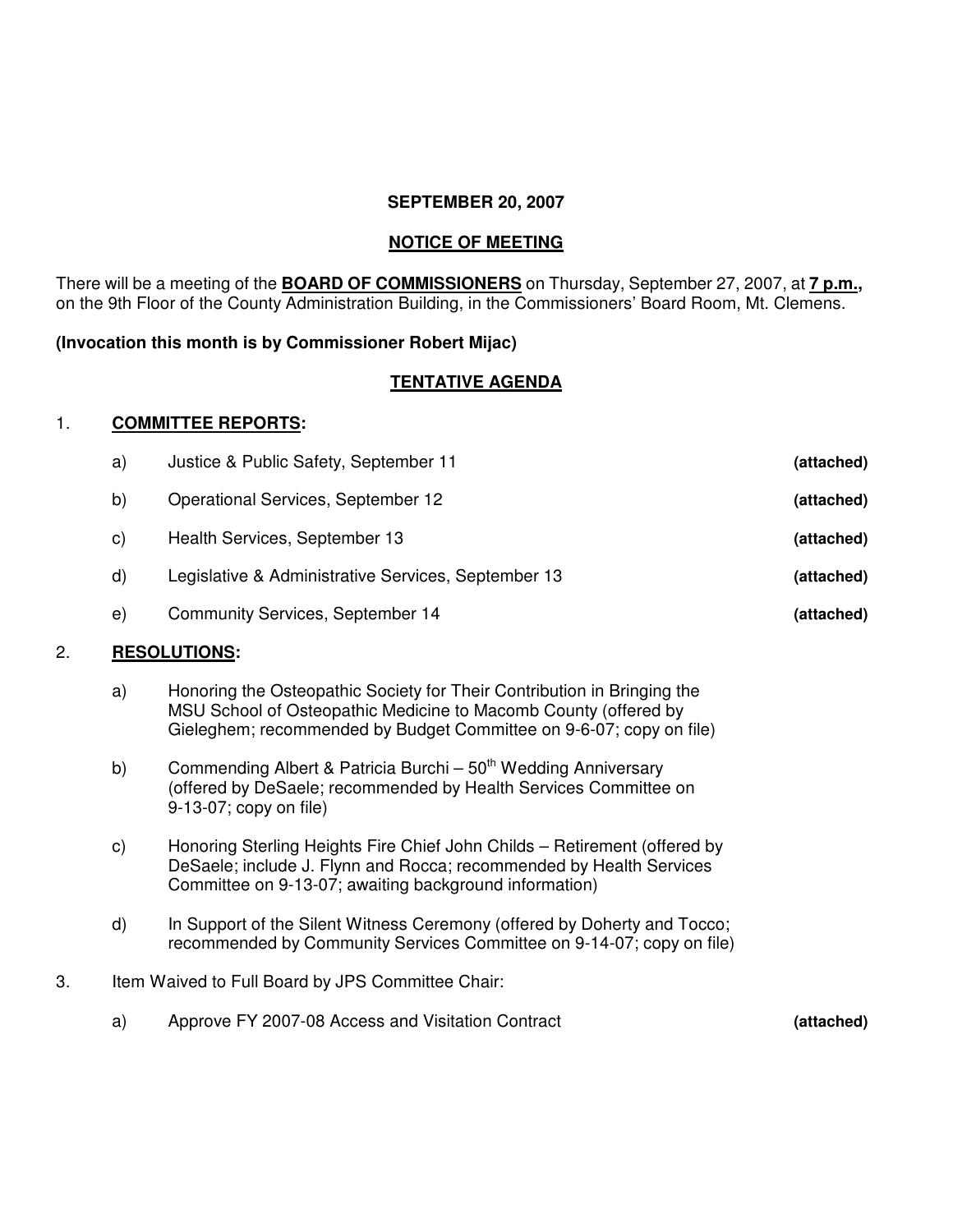**SEPTEMBER 20, 2007**

**NOTICE OF MEETING**

There will be a meeting of the **BOARD OF COMMISSIONERS** on Thursday, September 27, 2007, at **7 p.m.,** on the 9th Floor of the County Administration Building, in the Commissioners' Board Room, Mt. Clemens.

**(Invocation this month is by Commissioner Robert Mijac)**

**TENTATIVE AGENDA**

1. **COMMITTEE REPORTS:**

   a) Justice & Public Safety, September 11 **(attached)**

   b) Operational Services, September 12 **(attached)**

   c) Health Services, September 13 **(attached)**

   d) Legislative & Administrative Services, September 13 **(attached)**

   e) Community Services, September 14 **(attached)**

2. **RESOLUTIONS:**

   a) Honoring the Osteopathic Society for Their Contribution in Bringing the MSU School of Osteopathic Medicine to Macomb County (offered by Gieleghem; recommended by Budget Committee on 9-6-07; copy on file)

   b) Commending Albert & Patricia Burchi – 50th Wedding Anniversary (offered by DeSaele; recommended by Health Services Committee on 9-13-07; copy on file)

   c) Honoring Sterling Heights Fire Chief John Childs – Retirement (offered by DeSaele; include J. Flynn and Rocca; recommended by Health Services Committee on 9-13-07; awaiting background information)

   d) In Support of the Silent Witness Ceremony (offered by Doherty and Tocco; recommended by Community Services Committee on 9-14-07; copy on file)

3. Item Waived to Full Board by JPS Committee Chair:

   a) Approve FY 2007-08 Access and Visitation Contract **(attached)**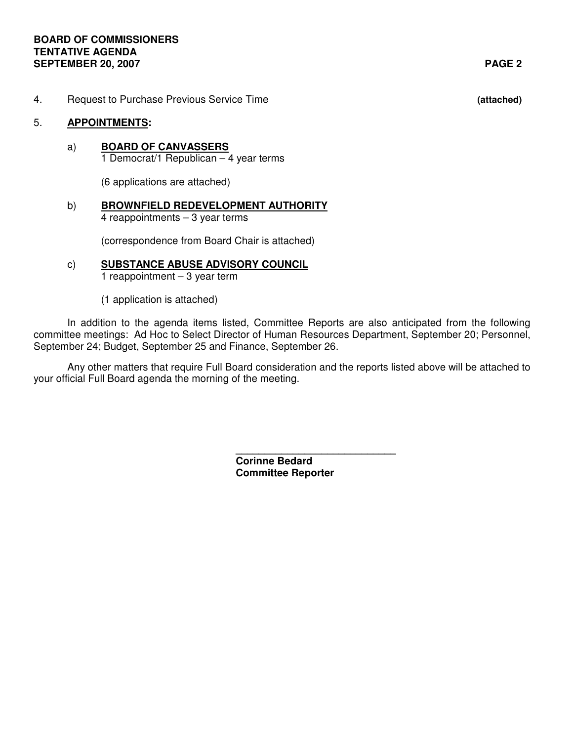4. Request to Purchase Previous Service Time **(attached)**

5. **APPOINTMENTS:**

   a) **BOARD OF CANVASSERS**
   1 Democrat/1 Republican – 4 year terms

   (6 applications are attached)

   b) **BROWNFIELD REDEVELOPMENT AUTHORITY**
   4 reappointments – 3 year terms

   (correspondence from Board Chair is attached)

   c) **SUBSTANCE ABUSE ADVISORY COUNCIL**
   1 reappointment – 3 year term

   (1 application is attached)

In addition to the agenda items listed, Committee Reports are also anticipated from the following committee meetings: Ad Hoc to Select Director of Human Resources Department, September 20; Personnel, September 24; Budget, September 25 and Finance, September 26.

Any other matters that require Full Board consideration and the reports listed above will be attached to your official Full Board agenda the morning of the meeting.

\_\_\_\_\_\_\_\_\_\_\_\_\_\_\_\_\_\_\_\_\_\_\_\_\_\_\_\_

**Corinne Bedard**
**Committee Reporter**